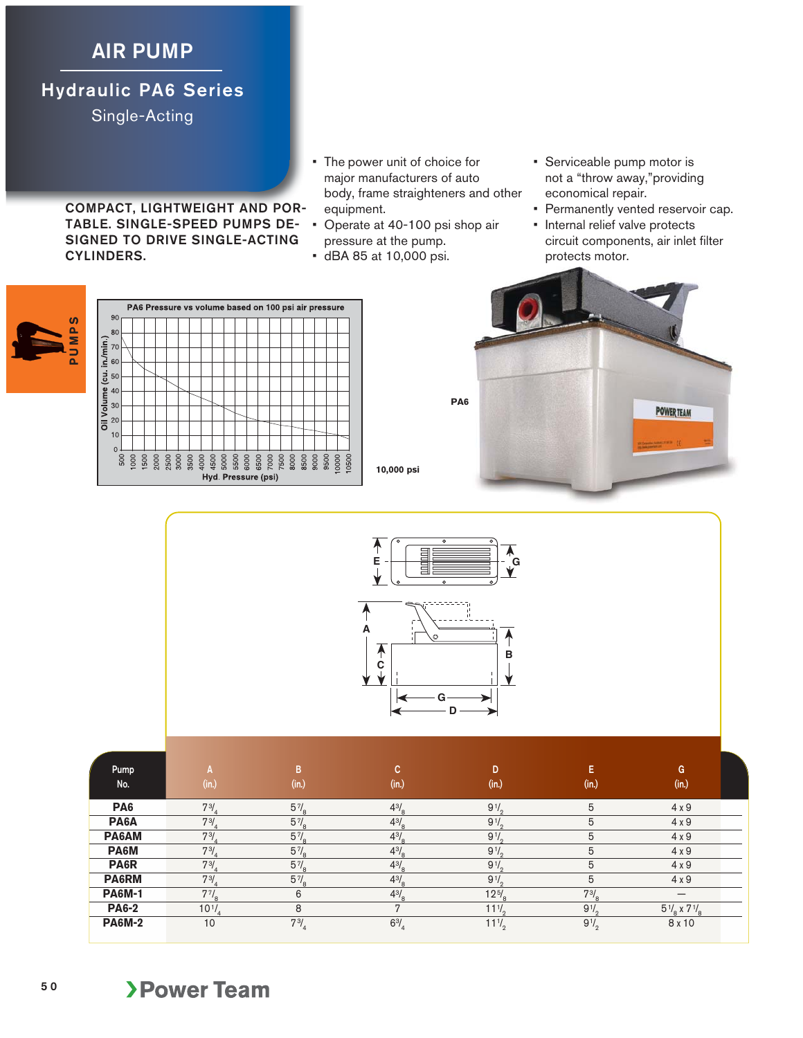# AIR PUMP

## Hydraulic PA6 Series

Single-Acting

**COMPACT, LIGHTWEIGHT AND PORTABLE. SINGLE-SPEED PUMPS DESIGNED TO DRIVE SINGLE-ACTING CYLINDERS.**

- The power unit of choice for major manufacturers of auto body, frame straighteners and other equipment.
- Operate at 40-100 psi shop air pressure at the pump.
- dBA 85 at 10,000 psi.
- Serviceable pump motor is not a "throw away,"providing economical repair.
- Permanently vented reservoir cap.
- Internal relief valve protects circuit components, air inlet filter protects motor.

PUMPS

PA6 Pressure vs volume based on 100 psi air pressure

Oil Volume (cu. in./min.)

0 10 20 30 40 50 60 70 80 90

Hyd. Pressure (psi)

500 1000 1500 2000 2500 3000 3500 4000 4500 5000 5500 6000 6500 7000 7500 8000 8500 9000 9500 10000 10500

PA6

10,000 psi

| Pump No. | A (in.) | B (in.) | C (in.) | D (in.) | E (in.) | G (in.) |
|---|---|---|---|---|---|---|
| PA6 | 7 3/4 | 5 7/8 | 4 3/8 | 9 1/2 | 5 | 4 x 9 |
| PA6A | 7 3/4 | 5 7/8 | 4 3/8 | 9 1/2 | 5 | 4 x 9 |
| PA6AM | 7 3/4 | 5 7/8 | 4 3/8 | 9 1/2 | 5 | 4 x 9 |
| PA6M | 7 3/4 | 5 7/8 | 4 3/8 | 9 1/2 | 5 | 4 x 9 |
| PA6R | 7 3/4 | 5 7/8 | 4 3/8 | 9 1/2 | 5 | 4 x 9 |
| PA6RM | 7 3/4 | 5 7/8 | 4 3/8 | 9 1/2 | 5 | 4 x 9 |
| PA6M-1 | 7 7/8 | 6 | 4 3/8 | 12 5/8 | 7 3/8 | — |
| PA6-2 | 10 1/4 | 8 | 7 | 11 1/2 | 9 1/2 | 5 1/8 x 7 1/8 |
| PA6M-2 | 10 | 7 3/4 | 6 3/4 | 11 1/2 | 9 1/2 | 8 x 10 |

Power Team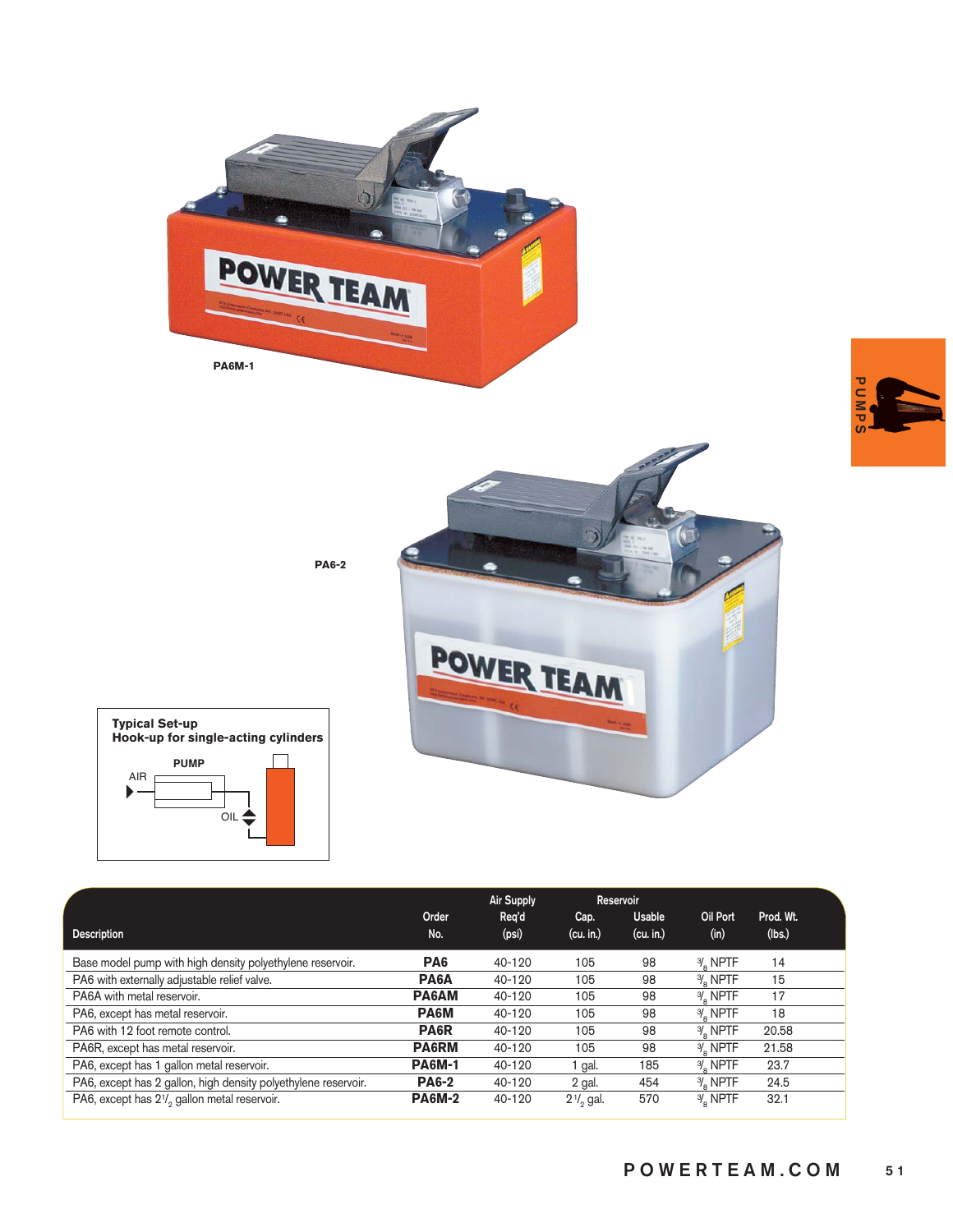PA6M-1

PA6-2

**Typical Set-up**
**Hook-up for single-acting cylinders**

PUMP

AIR

OIL

| Description | Order No. | Air Supply Req'd (psi) | Reservoir Cap. (cu. in.) | Reservoir Usable (cu. in.) | Oil Port (in) | Prod. Wt. (lbs.) |
|---|---|---|---|---|---|---|
| Base model pump with high density polyethylene reservoir. | **PA6** | 40-120 | 105 | 98 | 3/8 NPTF | 14 |
| PA6 with externally adjustable relief valve. | **PA6A** | 40-120 | 105 | 98 | 3/8 NPTF | 15 |
| PA6A with metal reservoir. | **PA6AM** | 40-120 | 105 | 98 | 3/8 NPTF | 17 |
| PA6, except has metal reservoir. | **PA6M** | 40-120 | 105 | 98 | 3/8 NPTF | 18 |
| PA6 with 12 foot remote control. | **PA6R** | 40-120 | 105 | 98 | 3/8 NPTF | 20.58 |
| PA6R, except has metal reservoir. | **PA6RM** | 40-120 | 105 | 98 | 3/8 NPTF | 21.58 |
| PA6, except has 1 gallon metal reservoir. | **PA6M-1** | 40-120 | 1 gal. | 185 | 3/8 NPTF | 23.7 |
| PA6, except has 2 gallon, high density polyethylene reservoir. | **PA6-2** | 40-120 | 2 gal. | 454 | 3/8 NPTF | 24.5 |
| PA6, except has 2 1/2 gallon metal reservoir. | **PA6M-2** | 40-120 | 2 1/2 gal. | 570 | 3/8 NPTF | 32.1 |

POWERTEAM.COM